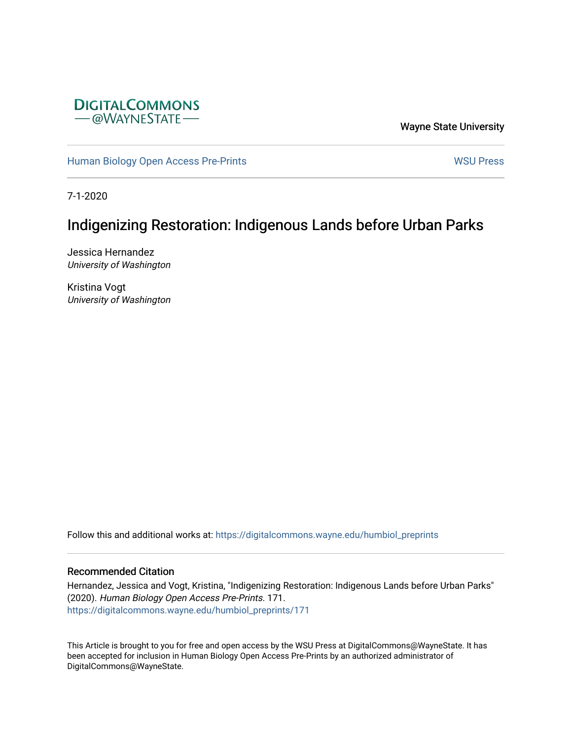DigitalCommons @WayneState

Wayne State University

Human Biology Open Access Pre-Prints

WSU Press

7-1-2020

# Indigenizing Restoration: Indigenous Lands before Urban Parks

Jessica Hernandez
*University of Washington*

Kristina Vogt
*University of Washington*

Follow this and additional works at: https://digitalcommons.wayne.edu/humbiol_preprints

## Recommended Citation

Hernandez, Jessica and Vogt, Kristina, "Indigenizing Restoration: Indigenous Lands before Urban Parks" (2020). *Human Biology Open Access Pre-Prints*. 171.
https://digitalcommons.wayne.edu/humbiol_preprints/171

This Article is brought to you for free and open access by the WSU Press at DigitalCommons@WayneState. It has been accepted for inclusion in Human Biology Open Access Pre-Prints by an authorized administrator of DigitalCommons@WayneState.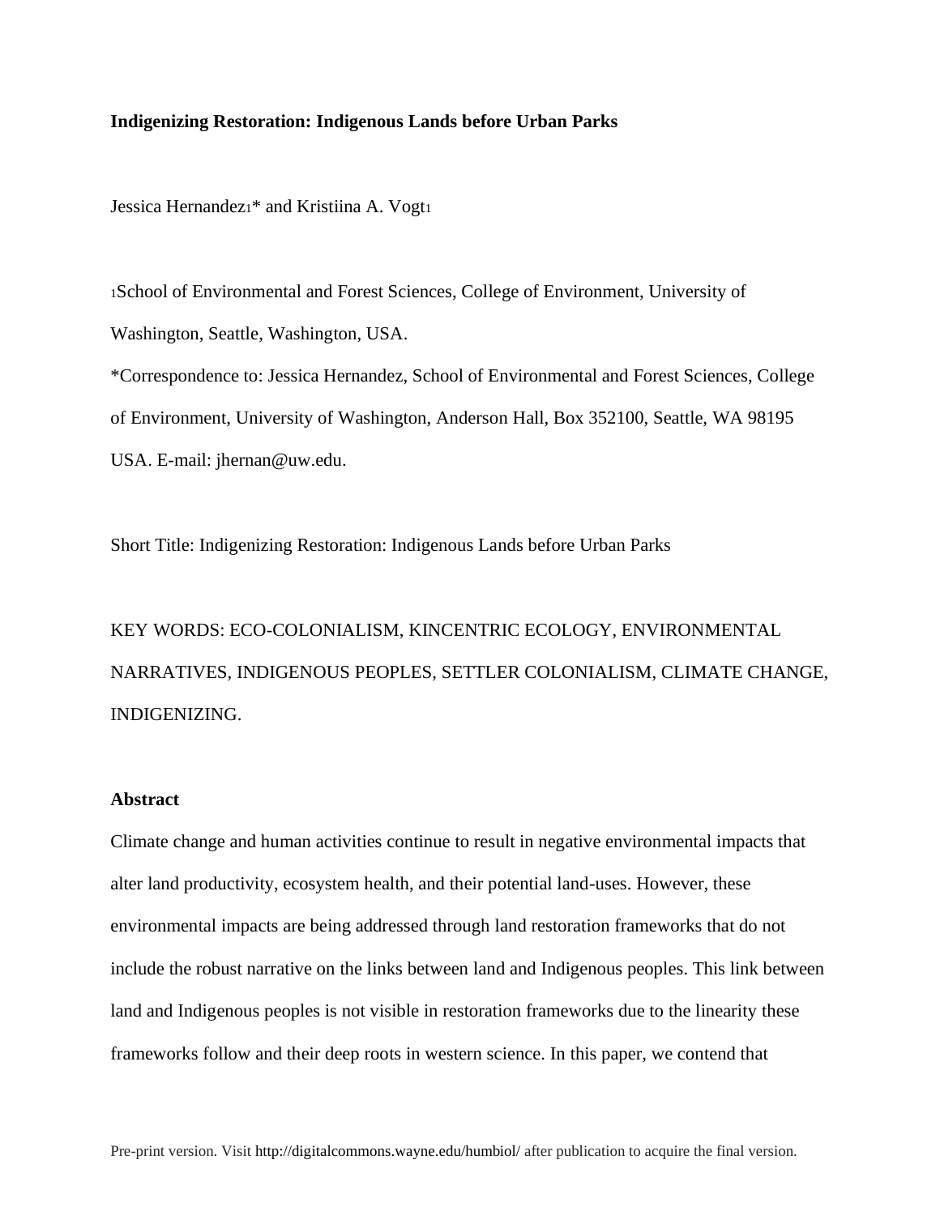**Indigenizing Restoration: Indigenous Lands before Urban Parks**

Jessica Hernandez[1]* and Kristiina A. Vogt[1]

[1]School of Environmental and Forest Sciences, College of Environment, University of Washington, Seattle, Washington, USA.

*Correspondence to: Jessica Hernandez, School of Environmental and Forest Sciences, College of Environment, University of Washington, Anderson Hall, Box 352100, Seattle, WA 98195 USA. E-mail: jhernan@uw.edu.

Short Title: Indigenizing Restoration: Indigenous Lands before Urban Parks

KEY WORDS: ECO-COLONIALISM, KINCENTRIC ECOLOGY, ENVIRONMENTAL NARRATIVES, INDIGENOUS PEOPLES, SETTLER COLONIALISM, CLIMATE CHANGE, INDIGENIZING.

### Abstract

Climate change and human activities continue to result in negative environmental impacts that alter land productivity, ecosystem health, and their potential land-uses. However, these environmental impacts are being addressed through land restoration frameworks that do not include the robust narrative on the links between land and Indigenous peoples. This link between land and Indigenous peoples is not visible in restoration frameworks due to the linearity these frameworks follow and their deep roots in western science. In this paper, we contend that

Pre-print version. Visit http://digitalcommons.wayne.edu/humbiol/ after publication to acquire the final version.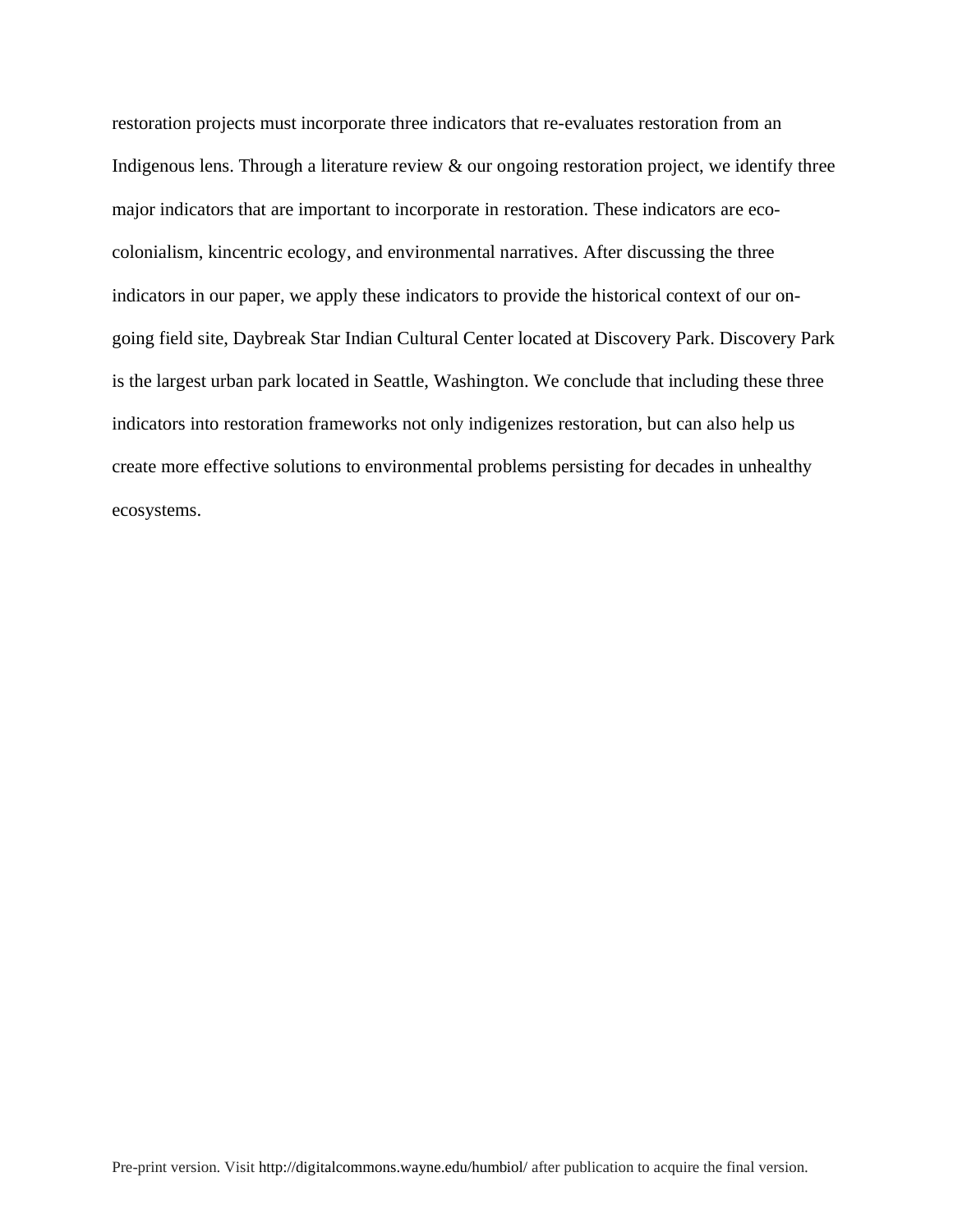restoration projects must incorporate three indicators that re-evaluates restoration from an Indigenous lens. Through a literature review & our ongoing restoration project, we identify three major indicators that are important to incorporate in restoration. These indicators are eco-colonialism, kincentric ecology, and environmental narratives. After discussing the three indicators in our paper, we apply these indicators to provide the historical context of our on-going field site, Daybreak Star Indian Cultural Center located at Discovery Park. Discovery Park is the largest urban park located in Seattle, Washington. We conclude that including these three indicators into restoration frameworks not only indigenizes restoration, but can also help us create more effective solutions to environmental problems persisting for decades in unhealthy ecosystems.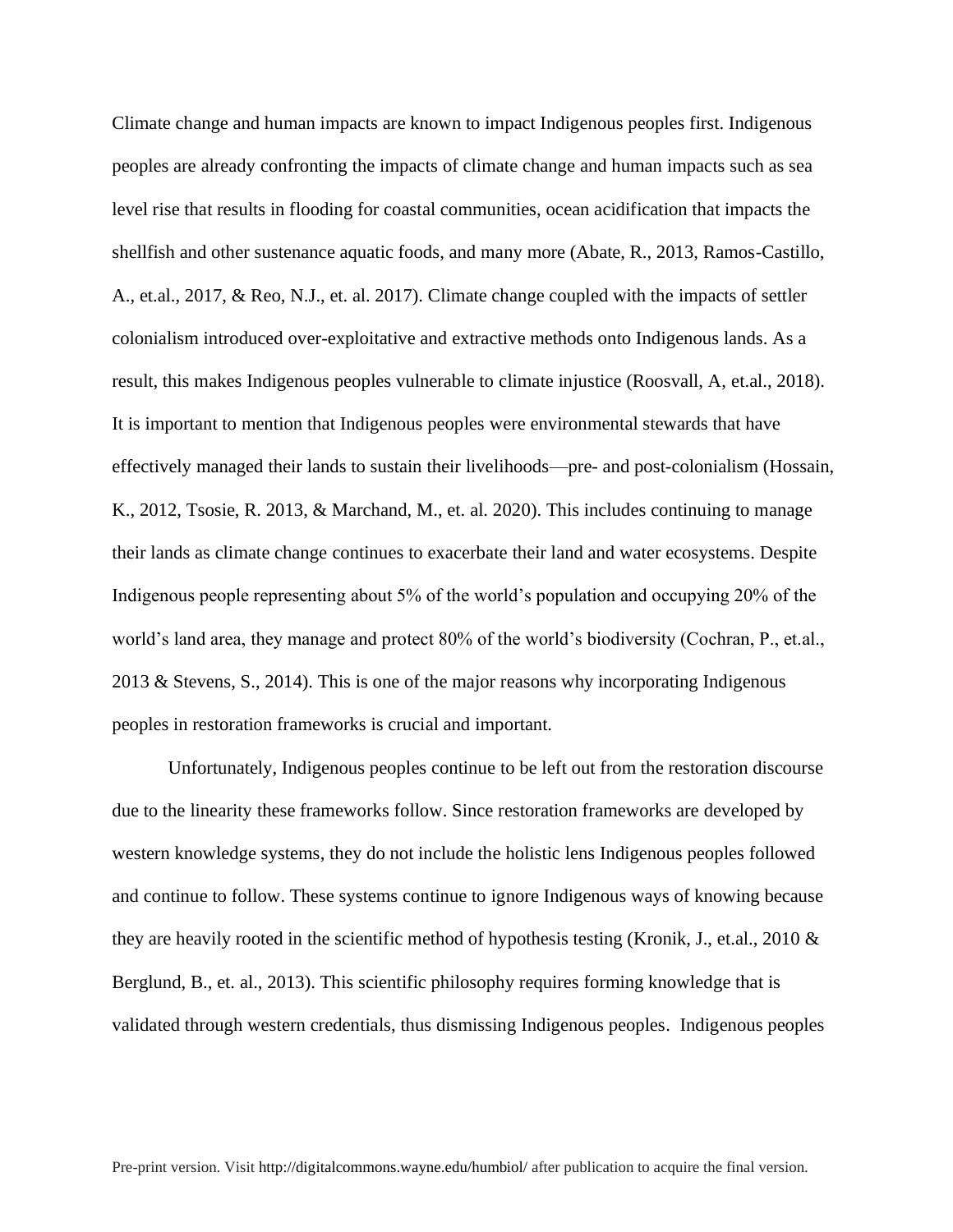Climate change and human impacts are known to impact Indigenous peoples first. Indigenous peoples are already confronting the impacts of climate change and human impacts such as sea level rise that results in flooding for coastal communities, ocean acidification that impacts the shellfish and other sustenance aquatic foods, and many more (Abate, R., 2013, Ramos-Castillo, A., et.al., 2017, & Reo, N.J., et. al. 2017). Climate change coupled with the impacts of settler colonialism introduced over-exploitative and extractive methods onto Indigenous lands. As a result, this makes Indigenous peoples vulnerable to climate injustice (Roosvall, A, et.al., 2018). It is important to mention that Indigenous peoples were environmental stewards that have effectively managed their lands to sustain their livelihoods—pre- and post-colonialism (Hossain, K., 2012, Tsosie, R. 2013, & Marchand, M., et. al. 2020). This includes continuing to manage their lands as climate change continues to exacerbate their land and water ecosystems. Despite Indigenous people representing about 5% of the world's population and occupying 20% of the world's land area, they manage and protect 80% of the world's biodiversity (Cochran, P., et.al., 2013 & Stevens, S., 2014). This is one of the major reasons why incorporating Indigenous peoples in restoration frameworks is crucial and important.

Unfortunately, Indigenous peoples continue to be left out from the restoration discourse due to the linearity these frameworks follow. Since restoration frameworks are developed by western knowledge systems, they do not include the holistic lens Indigenous peoples followed and continue to follow. These systems continue to ignore Indigenous ways of knowing because they are heavily rooted in the scientific method of hypothesis testing (Kronik, J., et.al., 2010 & Berglund, B., et. al., 2013). This scientific philosophy requires forming knowledge that is validated through western credentials, thus dismissing Indigenous peoples. Indigenous peoples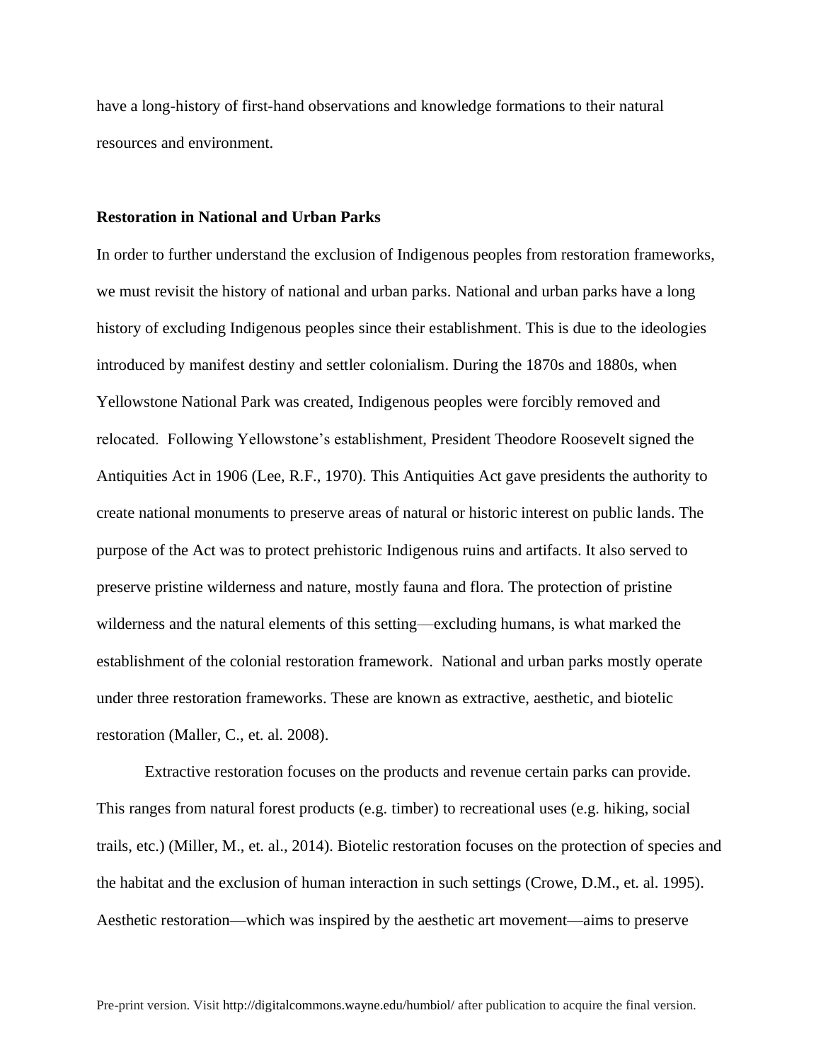have a long-history of first-hand observations and knowledge formations to their natural resources and environment.

**Restoration in National and Urban Parks**

In order to further understand the exclusion of Indigenous peoples from restoration frameworks, we must revisit the history of national and urban parks. National and urban parks have a long history of excluding Indigenous peoples since their establishment. This is due to the ideologies introduced by manifest destiny and settler colonialism. During the 1870s and 1880s, when Yellowstone National Park was created, Indigenous peoples were forcibly removed and relocated. Following Yellowstone's establishment, President Theodore Roosevelt signed the Antiquities Act in 1906 (Lee, R.F., 1970). This Antiquities Act gave presidents the authority to create national monuments to preserve areas of natural or historic interest on public lands. The purpose of the Act was to protect prehistoric Indigenous ruins and artifacts. It also served to preserve pristine wilderness and nature, mostly fauna and flora. The protection of pristine wilderness and the natural elements of this setting—excluding humans, is what marked the establishment of the colonial restoration framework. National and urban parks mostly operate under three restoration frameworks. These are known as extractive, aesthetic, and biotelic restoration (Maller, C., et. al. 2008).

Extractive restoration focuses on the products and revenue certain parks can provide. This ranges from natural forest products (e.g. timber) to recreational uses (e.g. hiking, social trails, etc.) (Miller, M., et. al., 2014). Biotelic restoration focuses on the protection of species and the habitat and the exclusion of human interaction in such settings (Crowe, D.M., et. al. 1995). Aesthetic restoration—which was inspired by the aesthetic art movement—aims to preserve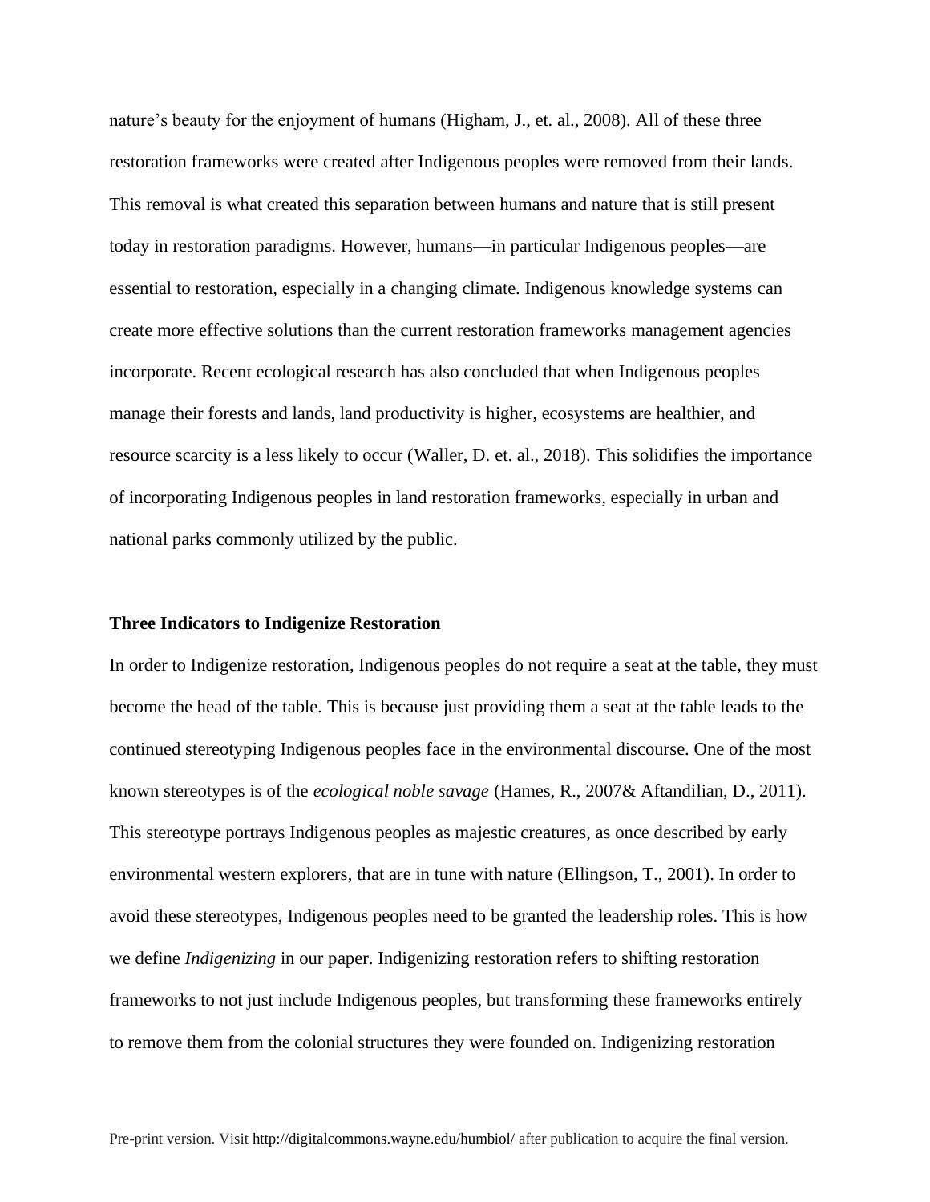nature's beauty for the enjoyment of humans (Higham, J., et. al., 2008). All of these three restoration frameworks were created after Indigenous peoples were removed from their lands. This removal is what created this separation between humans and nature that is still present today in restoration paradigms. However, humans—in particular Indigenous peoples—are essential to restoration, especially in a changing climate. Indigenous knowledge systems can create more effective solutions than the current restoration frameworks management agencies incorporate. Recent ecological research has also concluded that when Indigenous peoples manage their forests and lands, land productivity is higher, ecosystems are healthier, and resource scarcity is a less likely to occur (Waller, D. et. al., 2018). This solidifies the importance of incorporating Indigenous peoples in land restoration frameworks, especially in urban and national parks commonly utilized by the public.

**Three Indicators to Indigenize Restoration**

In order to Indigenize restoration, Indigenous peoples do not require a seat at the table, they must become the head of the table. This is because just providing them a seat at the table leads to the continued stereotyping Indigenous peoples face in the environmental discourse. One of the most known stereotypes is of the *ecological noble savage* (Hames, R., 2007& Aftandilian, D., 2011). This stereotype portrays Indigenous peoples as majestic creatures, as once described by early environmental western explorers, that are in tune with nature (Ellingson, T., 2001). In order to avoid these stereotypes, Indigenous peoples need to be granted the leadership roles. This is how we define *Indigenizing* in our paper. Indigenizing restoration refers to shifting restoration frameworks to not just include Indigenous peoples, but transforming these frameworks entirely to remove them from the colonial structures they were founded on. Indigenizing restoration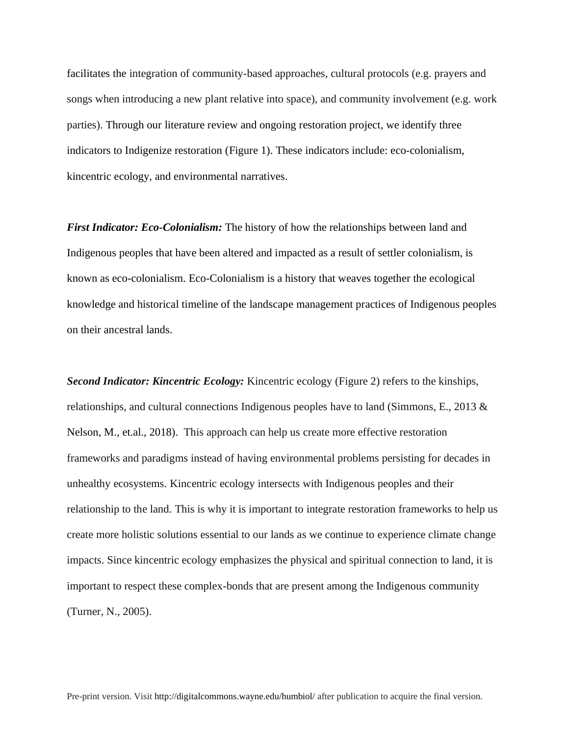facilitates the integration of community-based approaches, cultural protocols (e.g. prayers and songs when introducing a new plant relative into space), and community involvement (e.g. work parties). Through our literature review and ongoing restoration project, we identify three indicators to Indigenize restoration (Figure 1). These indicators include: eco-colonialism, kincentric ecology, and environmental narratives.

***First Indicator: Eco-Colonialism:*** The history of how the relationships between land and Indigenous peoples that have been altered and impacted as a result of settler colonialism, is known as eco-colonialism. Eco-Colonialism is a history that weaves together the ecological knowledge and historical timeline of the landscape management practices of Indigenous peoples on their ancestral lands.

***Second Indicator: Kincentric Ecology:*** Kincentric ecology (Figure 2) refers to the kinships, relationships, and cultural connections Indigenous peoples have to land (Simmons, E., 2013 & Nelson, M., et.al., 2018). This approach can help us create more effective restoration frameworks and paradigms instead of having environmental problems persisting for decades in unhealthy ecosystems. Kincentric ecology intersects with Indigenous peoples and their relationship to the land. This is why it is important to integrate restoration frameworks to help us create more holistic solutions essential to our lands as we continue to experience climate change impacts. Since kincentric ecology emphasizes the physical and spiritual connection to land, it is important to respect these complex-bonds that are present among the Indigenous community (Turner, N., 2005).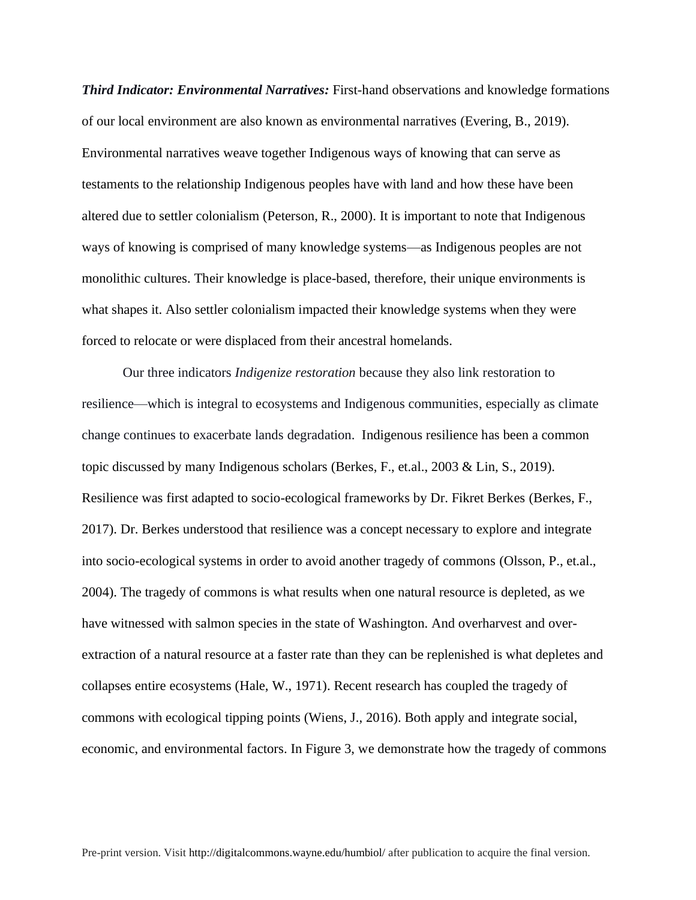***Third Indicator: Environmental Narratives:*** First-hand observations and knowledge formations of our local environment are also known as environmental narratives (Evering, B., 2019). Environmental narratives weave together Indigenous ways of knowing that can serve as testaments to the relationship Indigenous peoples have with land and how these have been altered due to settler colonialism (Peterson, R., 2000). It is important to note that Indigenous ways of knowing is comprised of many knowledge systems—as Indigenous peoples are not monolithic cultures. Their knowledge is place-based, therefore, their unique environments is what shapes it. Also settler colonialism impacted their knowledge systems when they were forced to relocate or were displaced from their ancestral homelands.

Our three indicators *Indigenize restoration* because they also link restoration to resilience—which is integral to ecosystems and Indigenous communities, especially as climate change continues to exacerbate lands degradation. Indigenous resilience has been a common topic discussed by many Indigenous scholars (Berkes, F., et.al., 2003 & Lin, S., 2019). Resilience was first adapted to socio-ecological frameworks by Dr. Fikret Berkes (Berkes, F., 2017). Dr. Berkes understood that resilience was a concept necessary to explore and integrate into socio-ecological systems in order to avoid another tragedy of commons (Olsson, P., et.al., 2004). The tragedy of commons is what results when one natural resource is depleted, as we have witnessed with salmon species in the state of Washington. And overharvest and over-extraction of a natural resource at a faster rate than they can be replenished is what depletes and collapses entire ecosystems (Hale, W., 1971). Recent research has coupled the tragedy of commons with ecological tipping points (Wiens, J., 2016). Both apply and integrate social, economic, and environmental factors. In Figure 3, we demonstrate how the tragedy of commons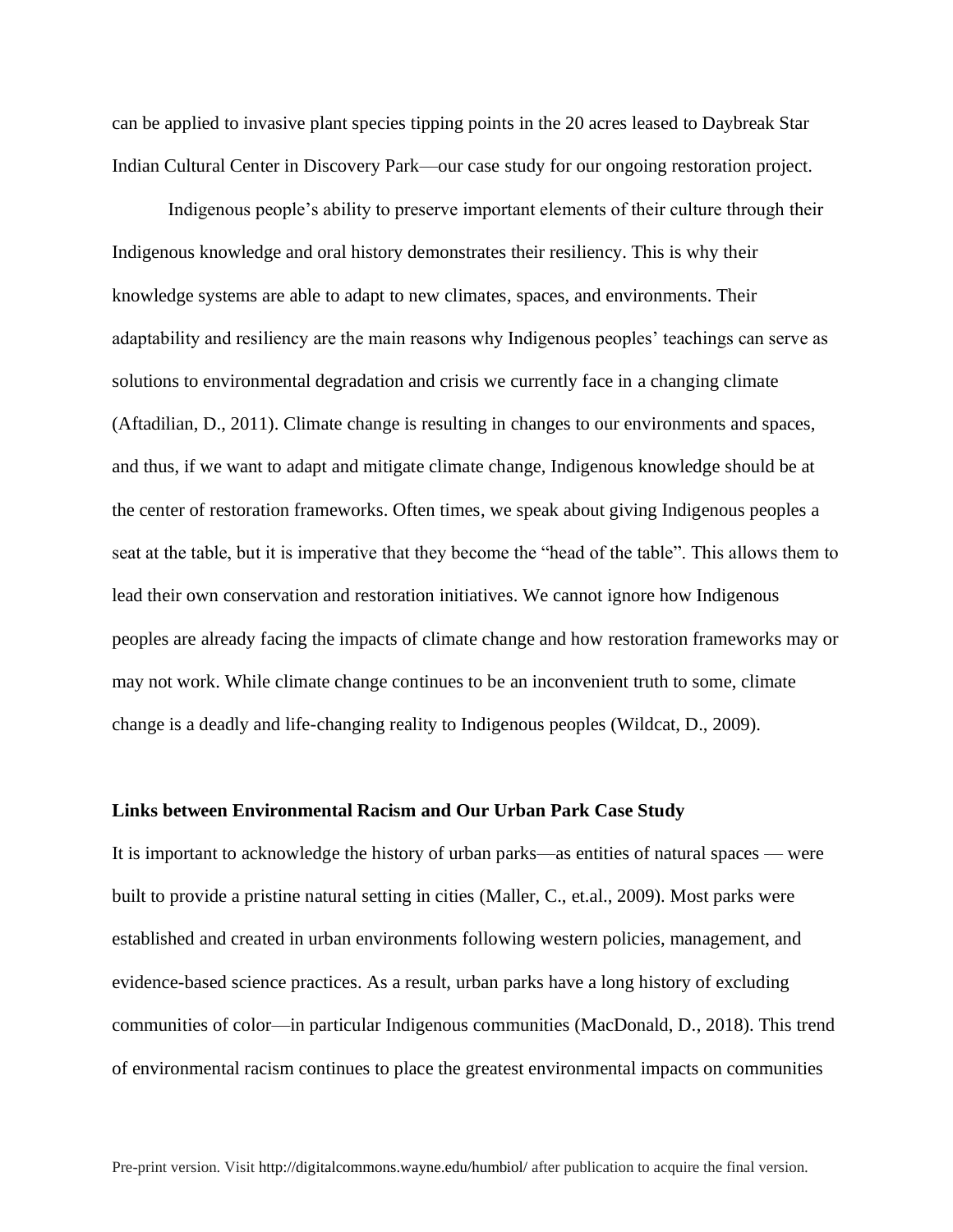can be applied to invasive plant species tipping points in the 20 acres leased to Daybreak Star Indian Cultural Center in Discovery Park—our case study for our ongoing restoration project.

Indigenous people's ability to preserve important elements of their culture through their Indigenous knowledge and oral history demonstrates their resiliency. This is why their knowledge systems are able to adapt to new climates, spaces, and environments. Their adaptability and resiliency are the main reasons why Indigenous peoples' teachings can serve as solutions to environmental degradation and crisis we currently face in a changing climate (Aftadilian, D., 2011). Climate change is resulting in changes to our environments and spaces, and thus, if we want to adapt and mitigate climate change, Indigenous knowledge should be at the center of restoration frameworks. Often times, we speak about giving Indigenous peoples a seat at the table, but it is imperative that they become the "head of the table". This allows them to lead their own conservation and restoration initiatives. We cannot ignore how Indigenous peoples are already facing the impacts of climate change and how restoration frameworks may or may not work. While climate change continues to be an inconvenient truth to some, climate change is a deadly and life-changing reality to Indigenous peoples (Wildcat, D., 2009).

**Links between Environmental Racism and Our Urban Park Case Study**

It is important to acknowledge the history of urban parks—as entities of natural spaces — were built to provide a pristine natural setting in cities (Maller, C., et.al., 2009). Most parks were established and created in urban environments following western policies, management, and evidence-based science practices. As a result, urban parks have a long history of excluding communities of color—in particular Indigenous communities (MacDonald, D., 2018). This trend of environmental racism continues to place the greatest environmental impacts on communities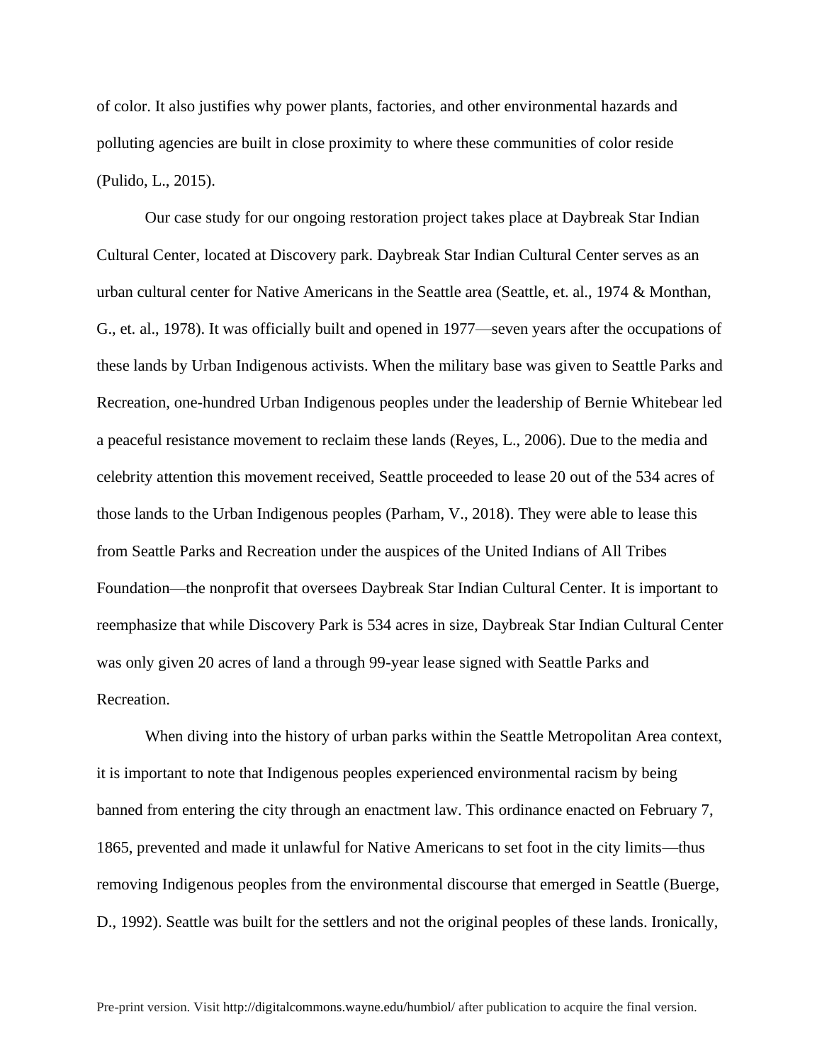of color. It also justifies why power plants, factories, and other environmental hazards and polluting agencies are built in close proximity to where these communities of color reside (Pulido, L., 2015).

Our case study for our ongoing restoration project takes place at Daybreak Star Indian Cultural Center, located at Discovery park. Daybreak Star Indian Cultural Center serves as an urban cultural center for Native Americans in the Seattle area (Seattle, et. al., 1974 & Monthan, G., et. al., 1978). It was officially built and opened in 1977—seven years after the occupations of these lands by Urban Indigenous activists. When the military base was given to Seattle Parks and Recreation, one-hundred Urban Indigenous peoples under the leadership of Bernie Whitebear led a peaceful resistance movement to reclaim these lands (Reyes, L., 2006). Due to the media and celebrity attention this movement received, Seattle proceeded to lease 20 out of the 534 acres of those lands to the Urban Indigenous peoples (Parham, V., 2018). They were able to lease this from Seattle Parks and Recreation under the auspices of the United Indians of All Tribes Foundation—the nonprofit that oversees Daybreak Star Indian Cultural Center. It is important to reemphasize that while Discovery Park is 534 acres in size, Daybreak Star Indian Cultural Center was only given 20 acres of land a through 99-year lease signed with Seattle Parks and Recreation.

When diving into the history of urban parks within the Seattle Metropolitan Area context, it is important to note that Indigenous peoples experienced environmental racism by being banned from entering the city through an enactment law. This ordinance enacted on February 7, 1865, prevented and made it unlawful for Native Americans to set foot in the city limits—thus removing Indigenous peoples from the environmental discourse that emerged in Seattle (Buerge, D., 1992). Seattle was built for the settlers and not the original peoples of these lands. Ironically,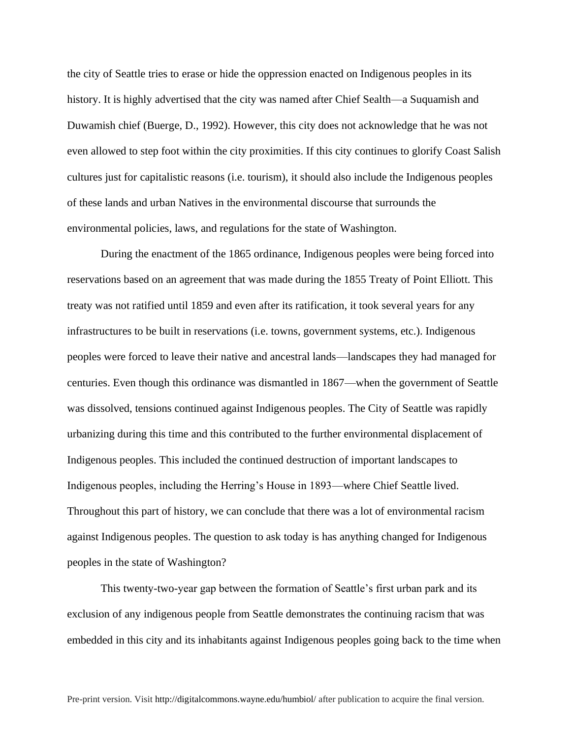the city of Seattle tries to erase or hide the oppression enacted on Indigenous peoples in its history. It is highly advertised that the city was named after Chief Sealth—a Suquamish and Duwamish chief (Buerge, D., 1992). However, this city does not acknowledge that he was not even allowed to step foot within the city proximities. If this city continues to glorify Coast Salish cultures just for capitalistic reasons (i.e. tourism), it should also include the Indigenous peoples of these lands and urban Natives in the environmental discourse that surrounds the environmental policies, laws, and regulations for the state of Washington.

During the enactment of the 1865 ordinance, Indigenous peoples were being forced into reservations based on an agreement that was made during the 1855 Treaty of Point Elliott. This treaty was not ratified until 1859 and even after its ratification, it took several years for any infrastructures to be built in reservations (i.e. towns, government systems, etc.). Indigenous peoples were forced to leave their native and ancestral lands—landscapes they had managed for centuries. Even though this ordinance was dismantled in 1867—when the government of Seattle was dissolved, tensions continued against Indigenous peoples. The City of Seattle was rapidly urbanizing during this time and this contributed to the further environmental displacement of Indigenous peoples. This included the continued destruction of important landscapes to Indigenous peoples, including the Herring's House in 1893—where Chief Seattle lived. Throughout this part of history, we can conclude that there was a lot of environmental racism against Indigenous peoples. The question to ask today is has anything changed for Indigenous peoples in the state of Washington?

This twenty-two-year gap between the formation of Seattle's first urban park and its exclusion of any indigenous people from Seattle demonstrates the continuing racism that was embedded in this city and its inhabitants against Indigenous peoples going back to the time when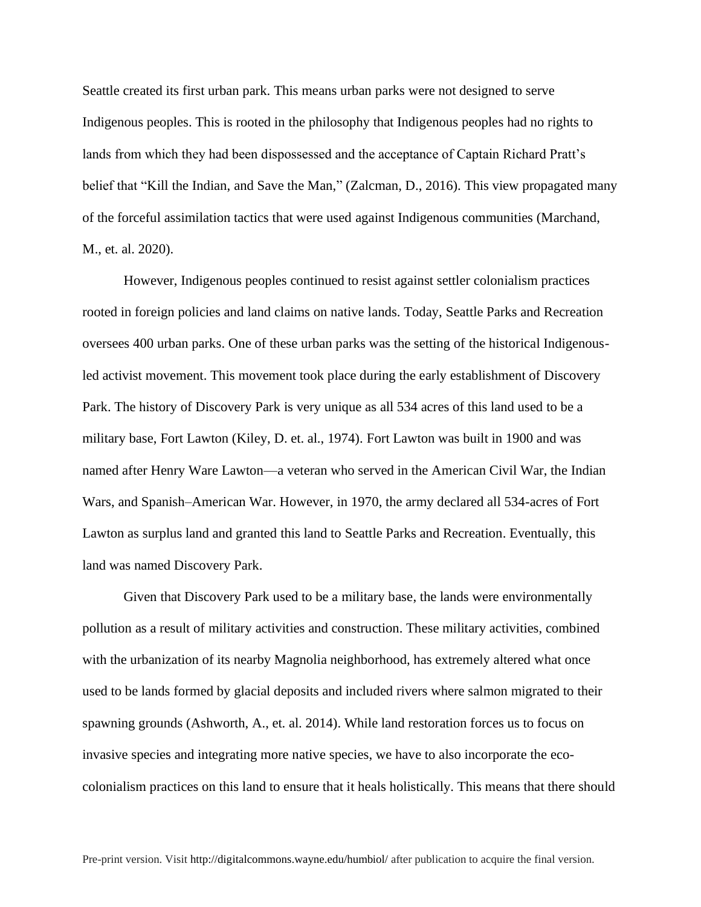Seattle created its first urban park. This means urban parks were not designed to serve Indigenous peoples. This is rooted in the philosophy that Indigenous peoples had no rights to lands from which they had been dispossessed and the acceptance of Captain Richard Pratt's belief that "Kill the Indian, and Save the Man," (Zalcman, D., 2016). This view propagated many of the forceful assimilation tactics that were used against Indigenous communities (Marchand, M., et. al. 2020).

However, Indigenous peoples continued to resist against settler colonialism practices rooted in foreign policies and land claims on native lands. Today, Seattle Parks and Recreation oversees 400 urban parks. One of these urban parks was the setting of the historical Indigenous-led activist movement. This movement took place during the early establishment of Discovery Park. The history of Discovery Park is very unique as all 534 acres of this land used to be a military base, Fort Lawton (Kiley, D. et. al., 1974). Fort Lawton was built in 1900 and was named after Henry Ware Lawton—a veteran who served in the American Civil War, the Indian Wars, and Spanish–American War. However, in 1970, the army declared all 534-acres of Fort Lawton as surplus land and granted this land to Seattle Parks and Recreation. Eventually, this land was named Discovery Park.

Given that Discovery Park used to be a military base, the lands were environmentally pollution as a result of military activities and construction. These military activities, combined with the urbanization of its nearby Magnolia neighborhood, has extremely altered what once used to be lands formed by glacial deposits and included rivers where salmon migrated to their spawning grounds (Ashworth, A., et. al. 2014). While land restoration forces us to focus on invasive species and integrating more native species, we have to also incorporate the eco-colonialism practices on this land to ensure that it heals holistically. This means that there should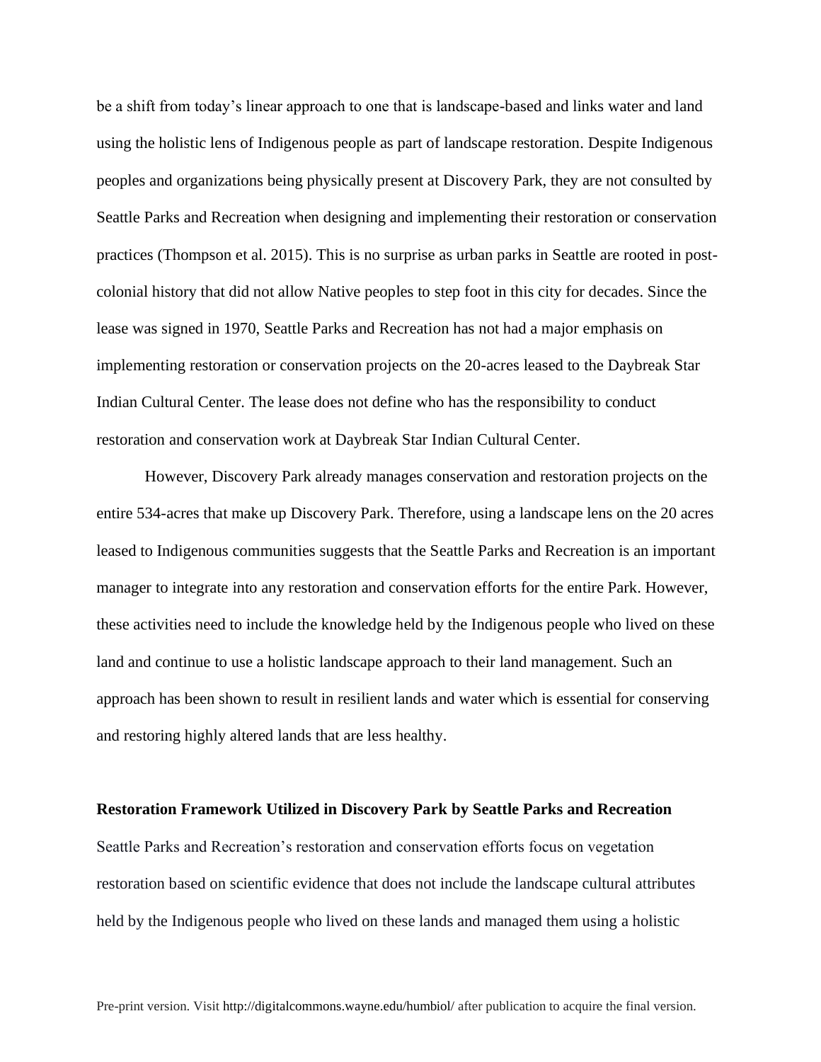be a shift from today's linear approach to one that is landscape-based and links water and land using the holistic lens of Indigenous people as part of landscape restoration. Despite Indigenous peoples and organizations being physically present at Discovery Park, they are not consulted by Seattle Parks and Recreation when designing and implementing their restoration or conservation practices (Thompson et al. 2015). This is no surprise as urban parks in Seattle are rooted in post-colonial history that did not allow Native peoples to step foot in this city for decades. Since the lease was signed in 1970, Seattle Parks and Recreation has not had a major emphasis on implementing restoration or conservation projects on the 20-acres leased to the Daybreak Star Indian Cultural Center. The lease does not define who has the responsibility to conduct restoration and conservation work at Daybreak Star Indian Cultural Center.

However, Discovery Park already manages conservation and restoration projects on the entire 534-acres that make up Discovery Park. Therefore, using a landscape lens on the 20 acres leased to Indigenous communities suggests that the Seattle Parks and Recreation is an important manager to integrate into any restoration and conservation efforts for the entire Park. However, these activities need to include the knowledge held by the Indigenous people who lived on these land and continue to use a holistic landscape approach to their land management. Such an approach has been shown to result in resilient lands and water which is essential for conserving and restoring highly altered lands that are less healthy.

**Restoration Framework Utilized in Discovery Park by Seattle Parks and Recreation**

Seattle Parks and Recreation's restoration and conservation efforts focus on vegetation restoration based on scientific evidence that does not include the landscape cultural attributes held by the Indigenous people who lived on these lands and managed them using a holistic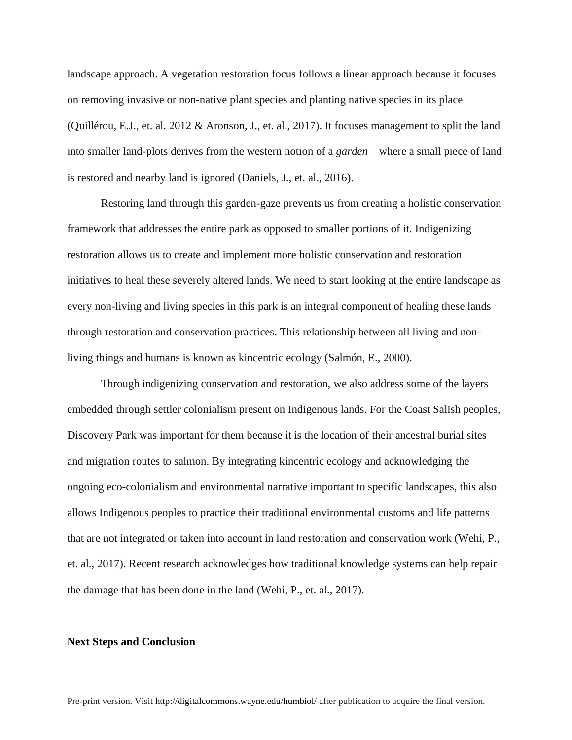landscape approach. A vegetation restoration focus follows a linear approach because it focuses on removing invasive or non-native plant species and planting native species in its place (Quillérou, E.J., et. al. 2012 & Aronson, J., et. al., 2017). It focuses management to split the land into smaller land-plots derives from the western notion of a *garden*—where a small piece of land is restored and nearby land is ignored (Daniels, J., et. al., 2016).

Restoring land through this garden-gaze prevents us from creating a holistic conservation framework that addresses the entire park as opposed to smaller portions of it. Indigenizing restoration allows us to create and implement more holistic conservation and restoration initiatives to heal these severely altered lands. We need to start looking at the entire landscape as every non-living and living species in this park is an integral component of healing these lands through restoration and conservation practices. This relationship between all living and non-living things and humans is known as kincentric ecology (Salmón, E., 2000).

Through indigenizing conservation and restoration, we also address some of the layers embedded through settler colonialism present on Indigenous lands. For the Coast Salish peoples, Discovery Park was important for them because it is the location of their ancestral burial sites and migration routes to salmon. By integrating kincentric ecology and acknowledging the ongoing eco-colonialism and environmental narrative important to specific landscapes, this also allows Indigenous peoples to practice their traditional environmental customs and life patterns that are not integrated or taken into account in land restoration and conservation work (Wehi, P., et. al., 2017). Recent research acknowledges how traditional knowledge systems can help repair the damage that has been done in the land (Wehi, P., et. al., 2017).

## Next Steps and Conclusion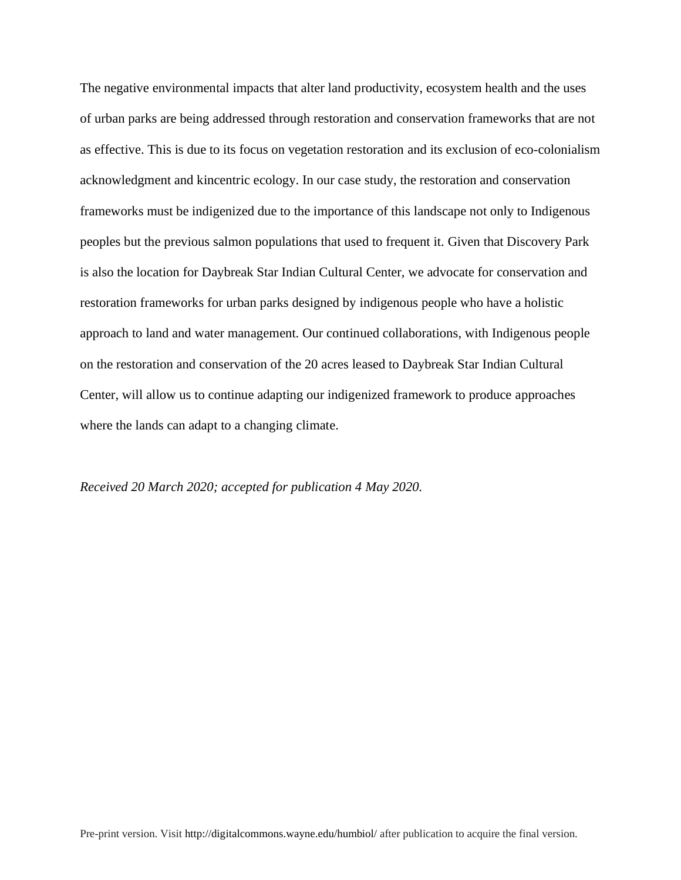The negative environmental impacts that alter land productivity, ecosystem health and the uses of urban parks are being addressed through restoration and conservation frameworks that are not as effective. This is due to its focus on vegetation restoration and its exclusion of eco-colonialism acknowledgment and kincentric ecology. In our case study, the restoration and conservation frameworks must be indigenized due to the importance of this landscape not only to Indigenous peoples but the previous salmon populations that used to frequent it. Given that Discovery Park is also the location for Daybreak Star Indian Cultural Center, we advocate for conservation and restoration frameworks for urban parks designed by indigenous people who have a holistic approach to land and water management. Our continued collaborations, with Indigenous people on the restoration and conservation of the 20 acres leased to Daybreak Star Indian Cultural Center, will allow us to continue adapting our indigenized framework to produce approaches where the lands can adapt to a changing climate.

*Received 20 March 2020; accepted for publication 4 May 2020.*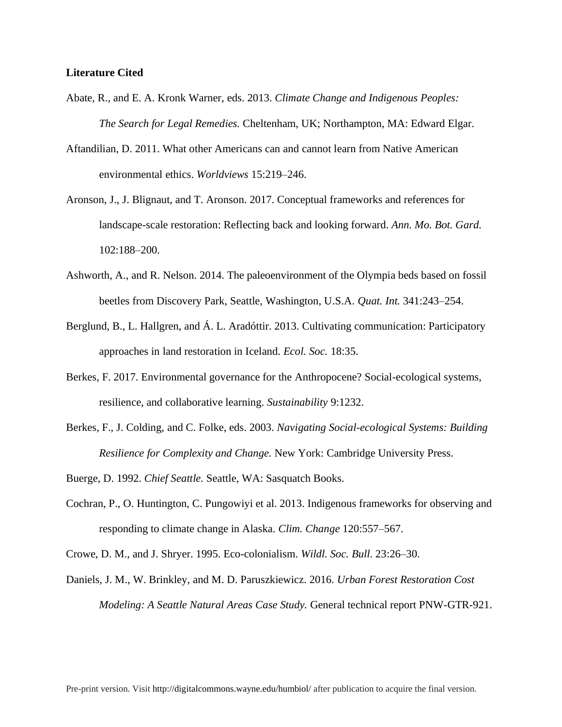**Literature Cited**

Abate, R., and E. A. Kronk Warner, eds. 2013. *Climate Change and Indigenous Peoples: The Search for Legal Remedies.* Cheltenham, UK; Northampton, MA: Edward Elgar.

Aftandilian, D. 2011. What other Americans can and cannot learn from Native American environmental ethics. *Worldviews* 15:219–246.

Aronson, J., J. Blignaut, and T. Aronson. 2017. Conceptual frameworks and references for landscape-scale restoration: Reflecting back and looking forward. *Ann. Mo. Bot. Gard.* 102:188–200.

Ashworth, A., and R. Nelson. 2014. The paleoenvironment of the Olympia beds based on fossil beetles from Discovery Park, Seattle, Washington, U.S.A. *Quat. Int.* 341:243–254.

Berglund, B., L. Hallgren, and Á. L. Aradóttir. 2013. Cultivating communication: Participatory approaches in land restoration in Iceland. *Ecol. Soc.* 18:35.

Berkes, F. 2017. Environmental governance for the Anthropocene? Social-ecological systems, resilience, and collaborative learning. *Sustainability* 9:1232.

Berkes, F., J. Colding, and C. Folke, eds. 2003. *Navigating Social-ecological Systems: Building Resilience for Complexity and Change.* New York: Cambridge University Press.

Buerge, D. 1992. *Chief Seattle.* Seattle, WA: Sasquatch Books.

Cochran, P., O. Huntington, C. Pungowiyi et al. 2013. Indigenous frameworks for observing and responding to climate change in Alaska. *Clim. Change* 120:557–567.

Crowe, D. M., and J. Shryer. 1995. Eco-colonialism. *Wildl. Soc. Bull*. 23:26–30.

Daniels, J. M., W. Brinkley, and M. D. Paruszkiewicz. 2016. *Urban Forest Restoration Cost Modeling: A Seattle Natural Areas Case Study.* General technical report PNW-GTR-921.

Pre-print version. Visit http://digitalcommons.wayne.edu/humbiol/ after publication to acquire the final version.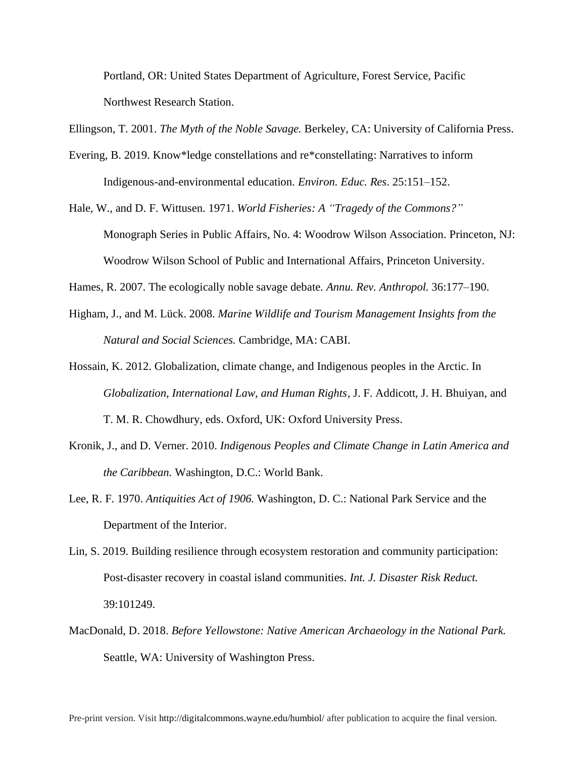Portland, OR: United States Department of Agriculture, Forest Service, Pacific Northwest Research Station.

Ellingson, T. 2001. *The Myth of the Noble Savage.* Berkeley, CA: University of California Press.

Evering, B. 2019. Know*ledge constellations and re*constellating: Narratives to inform Indigenous-and-environmental education. *Environ. Educ. Res*. 25:151–152.

Hale, W., and D. F. Wittusen. 1971. *World Fisheries: A "Tragedy of the Commons?"* Monograph Series in Public Affairs, No. 4: Woodrow Wilson Association. Princeton, NJ: Woodrow Wilson School of Public and International Affairs, Princeton University.

Hames, R. 2007. The ecologically noble savage debate. *Annu. Rev. Anthropol.* 36:177–190.

Higham, J., and M. Lück. 2008. *Marine Wildlife and Tourism Management Insights from the Natural and Social Sciences.* Cambridge, MA: CABI.

Hossain, K. 2012. Globalization, climate change, and Indigenous peoples in the Arctic. In *Globalization, International Law, and Human Rights*, J. F. Addicott, J. H. Bhuiyan, and T. M. R. Chowdhury, eds. Oxford, UK: Oxford University Press.

Kronik, J., and D. Verner. 2010. *Indigenous Peoples and Climate Change in Latin America and the Caribbean.* Washington, D.C.: World Bank.

Lee, R. F. 1970. *Antiquities Act of 1906.* Washington, D. C.: National Park Service and the Department of the Interior.

Lin, S. 2019. Building resilience through ecosystem restoration and community participation: Post-disaster recovery in coastal island communities. *Int. J. Disaster Risk Reduct.* 39:101249.

MacDonald, D. 2018. *Before Yellowstone: Native American Archaeology in the National Park.* Seattle, WA: University of Washington Press.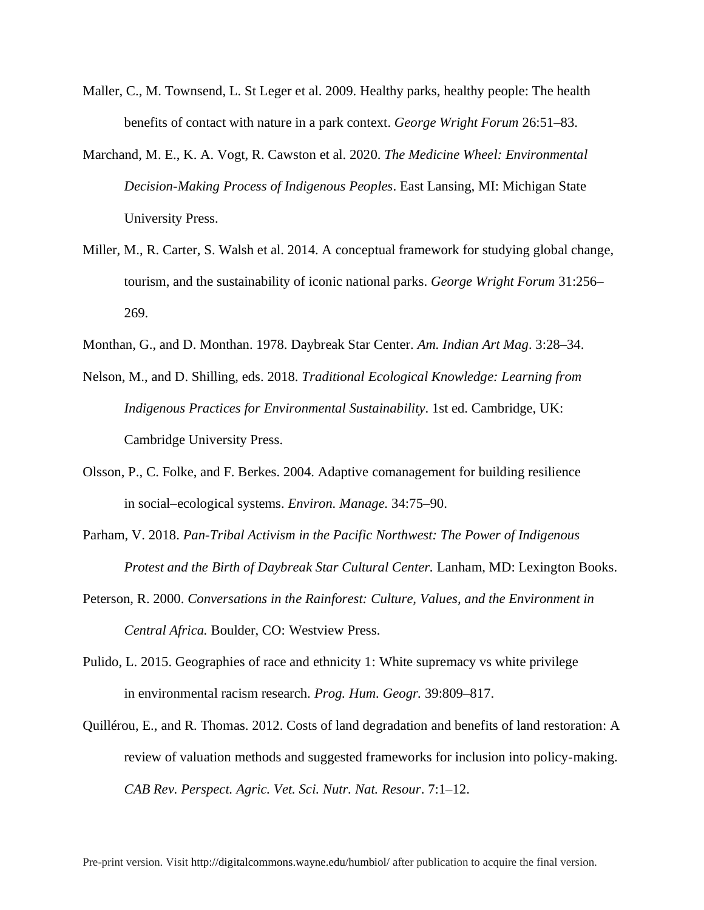Maller, C., M. Townsend, L. St Leger et al. 2009. Healthy parks, healthy people: The health benefits of contact with nature in a park context. *George Wright Forum* 26:51–83.

Marchand, M. E., K. A. Vogt, R. Cawston et al. 2020. *The Medicine Wheel: Environmental Decision-Making Process of Indigenous Peoples*. East Lansing, MI: Michigan State University Press.

Miller, M., R. Carter, S. Walsh et al. 2014. A conceptual framework for studying global change, tourism, and the sustainability of iconic national parks. *George Wright Forum* 31:256–269.

Monthan, G., and D. Monthan. 1978. Daybreak Star Center. *Am. Indian Art Mag*. 3:28–34.

Nelson, M., and D. Shilling, eds. 2018. *Traditional Ecological Knowledge: Learning from Indigenous Practices for Environmental Sustainability*. 1st ed. Cambridge, UK: Cambridge University Press.

Olsson, P., C. Folke, and F. Berkes. 2004. Adaptive comanagement for building resilience in social–ecological systems. *Environ. Manage.* 34:75–90.

Parham, V. 2018. *Pan-Tribal Activism in the Pacific Northwest: The Power of Indigenous Protest and the Birth of Daybreak Star Cultural Center.* Lanham, MD: Lexington Books.

Peterson, R. 2000. *Conversations in the Rainforest: Culture, Values, and the Environment in Central Africa.* Boulder, CO: Westview Press.

Pulido, L. 2015. Geographies of race and ethnicity 1: White supremacy vs white privilege in environmental racism research. *Prog. Hum. Geogr.* 39:809–817.

Quillérou, E., and R. Thomas. 2012. Costs of land degradation and benefits of land restoration: A review of valuation methods and suggested frameworks for inclusion into policy-making. *CAB Rev. Perspect. Agric. Vet. Sci. Nutr. Nat. Resour*. 7:1–12.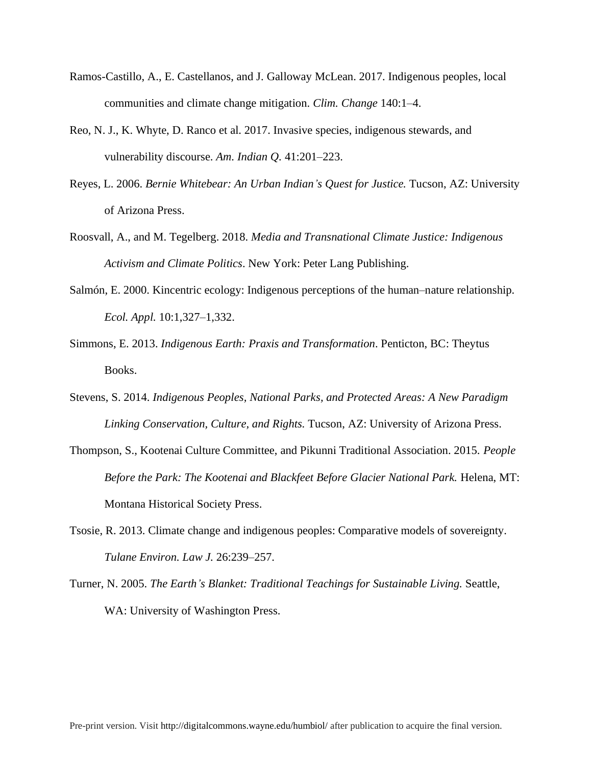Ramos-Castillo, A., E. Castellanos, and J. Galloway McLean. 2017. Indigenous peoples, local communities and climate change mitigation. *Clim. Change* 140:1–4.

Reo, N. J., K. Whyte, D. Ranco et al. 2017. Invasive species, indigenous stewards, and vulnerability discourse. *Am. Indian Q.* 41:201–223.

Reyes, L. 2006. *Bernie Whitebear: An Urban Indian's Quest for Justice.* Tucson, AZ: University of Arizona Press.

Roosvall, A., and M. Tegelberg. 2018. *Media and Transnational Climate Justice: Indigenous Activism and Climate Politics*. New York: Peter Lang Publishing.

Salmón, E. 2000. Kincentric ecology: Indigenous perceptions of the human–nature relationship. *Ecol. Appl.* 10:1,327–1,332.

Simmons, E. 2013. *Indigenous Earth: Praxis and Transformation*. Penticton, BC: Theytus Books.

Stevens, S. 2014. *Indigenous Peoples, National Parks, and Protected Areas: A New Paradigm Linking Conservation, Culture, and Rights.* Tucson, AZ: University of Arizona Press.

Thompson, S., Kootenai Culture Committee, and Pikunni Traditional Association. 2015. *People Before the Park: The Kootenai and Blackfeet Before Glacier National Park.* Helena, MT: Montana Historical Society Press.

Tsosie, R. 2013. Climate change and indigenous peoples: Comparative models of sovereignty. *Tulane Environ. Law J.* 26:239–257.

Turner, N. 2005. *The Earth's Blanket: Traditional Teachings for Sustainable Living.* Seattle, WA: University of Washington Press.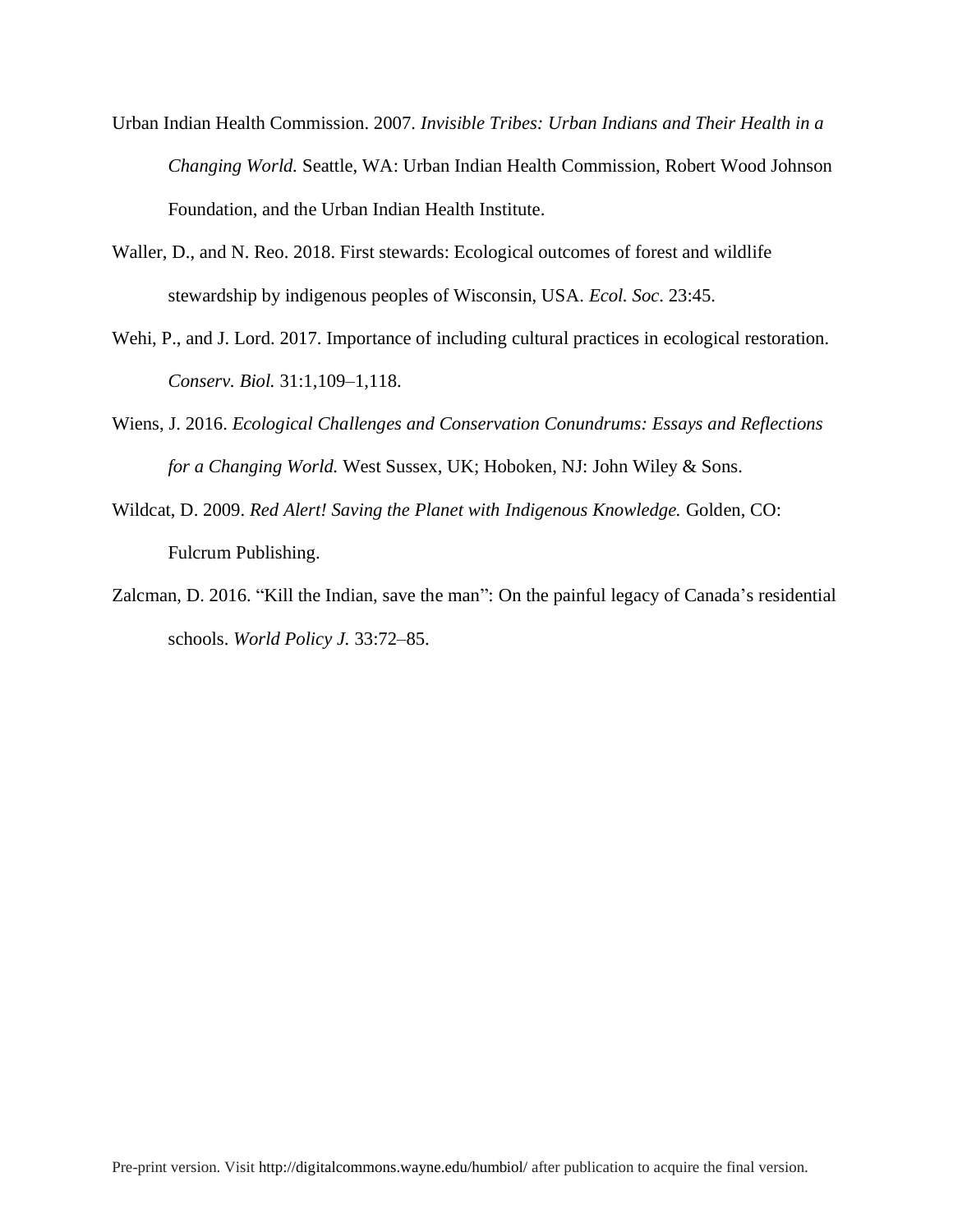Urban Indian Health Commission. 2007. *Invisible Tribes: Urban Indians and Their Health in a Changing World.* Seattle, WA: Urban Indian Health Commission, Robert Wood Johnson Foundation, and the Urban Indian Health Institute.

Waller, D., and N. Reo. 2018. First stewards: Ecological outcomes of forest and wildlife stewardship by indigenous peoples of Wisconsin, USA. *Ecol. Soc*. 23:45.

Wehi, P., and J. Lord. 2017. Importance of including cultural practices in ecological restoration. *Conserv. Biol.* 31:1,109–1,118.

Wiens, J. 2016. *Ecological Challenges and Conservation Conundrums: Essays and Reflections for a Changing World.* West Sussex, UK; Hoboken, NJ: John Wiley & Sons.

Wildcat, D. 2009. *Red Alert! Saving the Planet with Indigenous Knowledge.* Golden, CO: Fulcrum Publishing.

Zalcman, D. 2016. "Kill the Indian, save the man": On the painful legacy of Canada's residential schools. *World Policy J.* 33:72–85.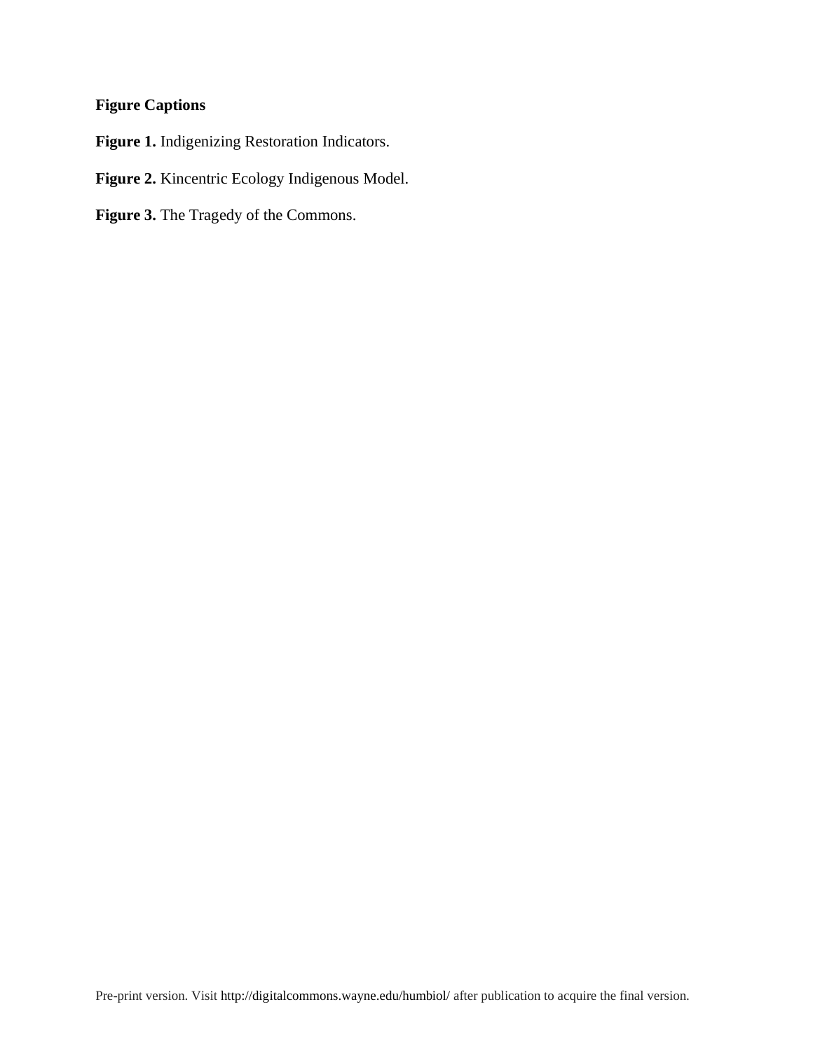**Figure Captions**

**Figure 1.** Indigenizing Restoration Indicators.

**Figure 2.** Kincentric Ecology Indigenous Model.

**Figure 3.** The Tragedy of the Commons.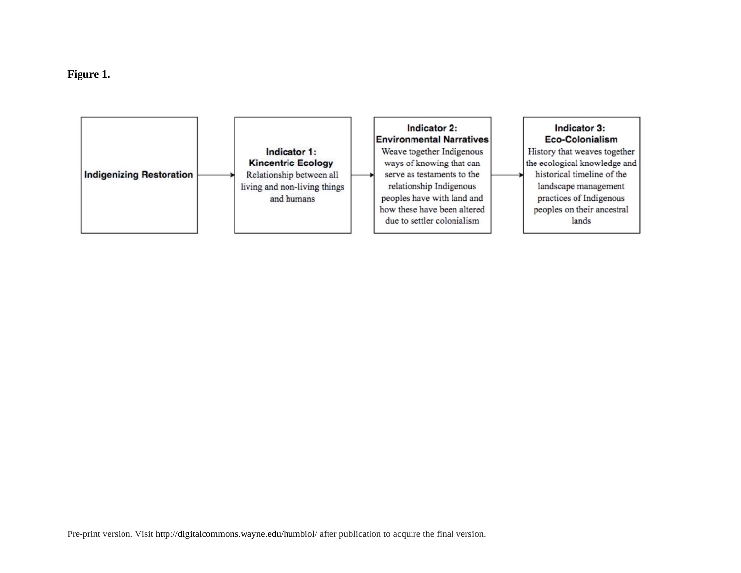**Figure 1.**

Indigenizing Restoration → **Indicator 1: Kincentric Ecology** Relationship between all living and non-living things and humans → **Indicator 2: Environmental Narratives** Weave together Indigenous ways of knowing that can serve as testaments to the relationship Indigenous peoples have with land and how these have been altered due to settler colonialism → **Indicator 3: Eco-Colonialism** History that weaves together the ecological knowledge and historical timeline of the landscape management practices of Indigenous peoples on their ancestral lands

Pre-print version. Visit http://digitalcommons.wayne.edu/humbiol/ after publication to acquire the final version.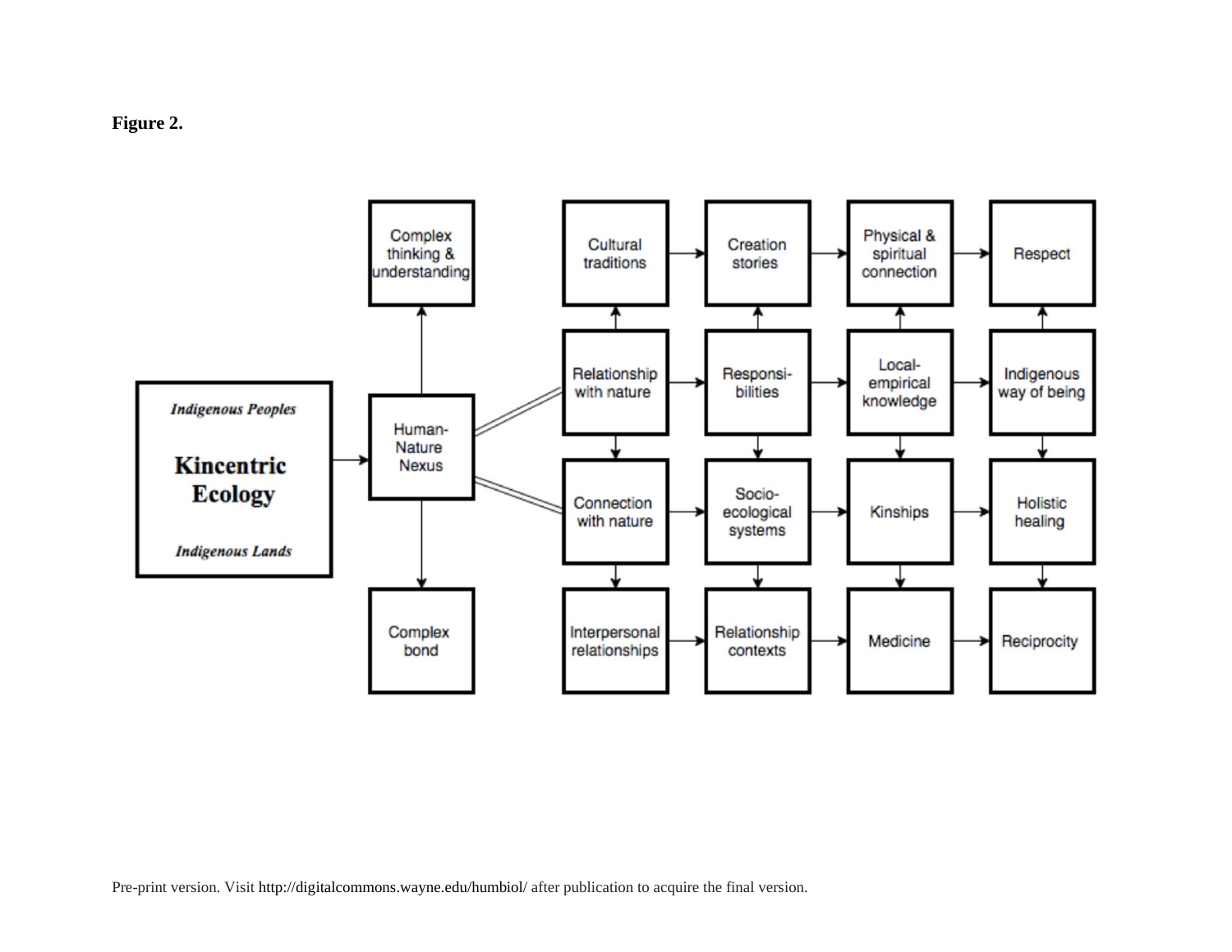**Figure 2.**

*Indigenous Peoples*

**Kincentric Ecology**

*Indigenous Lands*

Human-Nature Nexus

Complex thinking & understanding

Complex bond

Cultural traditions

Creation stories

Physical & spiritual connection

Respect

Relationship with nature

Responsi-bilities

Local-empirical knowledge

Indigenous way of being

Connection with nature

Socio-ecological systems

Kinships

Holistic healing

Interpersonal relationships

Relationship contexts

Medicine

Reciprocity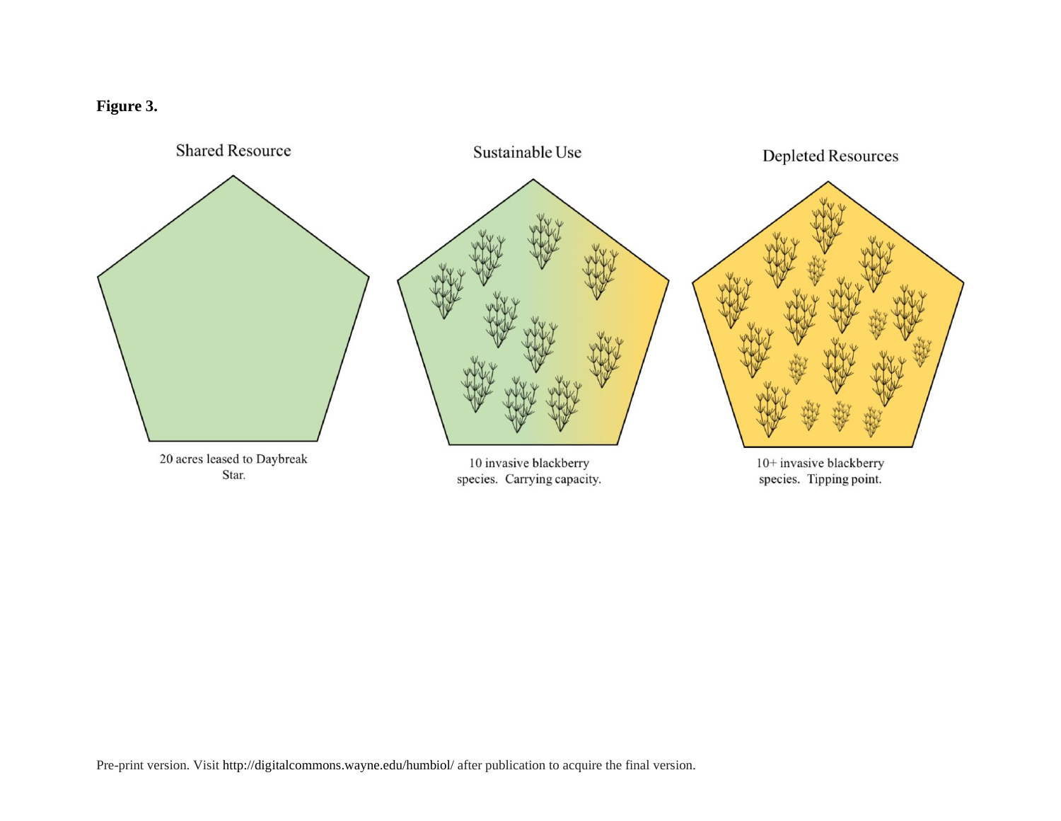**Figure 3.**

Shared Resource

20 acres leased to Daybreak Star.

Sustainable Use

10 invasive blackberry species. Carrying capacity.

Depleted Resources

10+ invasive blackberry species. Tipping point.

Pre-print version. Visit http://digitalcommons.wayne.edu/humbiol/ after publication to acquire the final version.